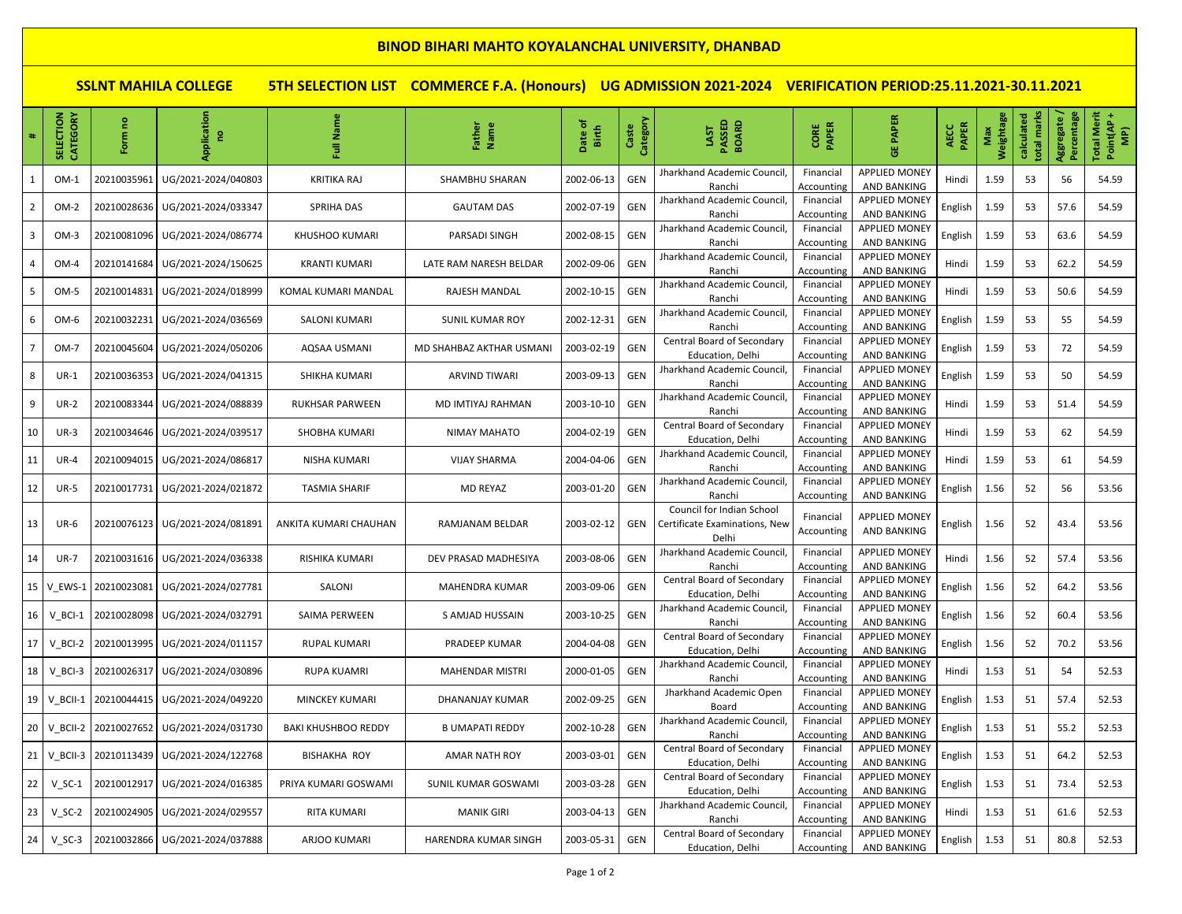# BINOD BIHARI MAHTO KOYALANCHAL UNIVERSITY, DHANBAD

## SSLNT MAHILA COLLEGE 5TH SELECTION LIST COMMERCE F.A. (Honours) UG ADMISSION 2021-2024 VERIFICATION PERIOD:25.11.2021-30.11.2021

| # | SELECTION CATEGORY | Form no | Application no | Full Name | Father Name | Date of Birth | Caste Category | LAST PASSED BOARD | CORE PAPER | GE PAPER | AECC PAPER | Max Weightage | calculated total marks | Aggregate / Percentage | Total Merit Point(AP + MP) |
|---|---|---|---|---|---|---|---|---|---|---|---|---|---|---|---|
| 1 | OM-1 | 20210035961 | UG/2021-2024/040803 | KRITIKA RAJ | SHAMBHU SHARAN | 2002-06-13 | GEN | Jharkhand Academic Council, Ranchi | Financial Accounting | APPLIED MONEY AND BANKING | Hindi | 1.59 | 53 | 56 | 54.59 |
| 2 | OM-2 | 20210028636 | UG/2021-2024/033347 | SPRIHA DAS | GAUTAM DAS | 2002-07-19 | GEN | Jharkhand Academic Council, Ranchi | Financial Accounting | APPLIED MONEY AND BANKING | English | 1.59 | 53 | 57.6 | 54.59 |
| 3 | OM-3 | 20210081096 | UG/2021-2024/086774 | KHUSHOO KUMARI | PARSADI SINGH | 2002-08-15 | GEN | Jharkhand Academic Council, Ranchi | Financial Accounting | APPLIED MONEY AND BANKING | English | 1.59 | 53 | 63.6 | 54.59 |
| 4 | OM-4 | 20210141684 | UG/2021-2024/150625 | KRANTI KUMARI | LATE RAM NARESH BELDAR | 2002-09-06 | GEN | Jharkhand Academic Council, Ranchi | Financial Accounting | APPLIED MONEY AND BANKING | Hindi | 1.59 | 53 | 62.2 | 54.59 |
| 5 | OM-5 | 20210014831 | UG/2021-2024/018999 | KOMAL KUMARI MANDAL | RAJESH MANDAL | 2002-10-15 | GEN | Jharkhand Academic Council, Ranchi | Financial Accounting | APPLIED MONEY AND BANKING | Hindi | 1.59 | 53 | 50.6 | 54.59 |
| 6 | OM-6 | 20210032231 | UG/2021-2024/036569 | SALONI KUMARI | SUNIL KUMAR ROY | 2002-12-31 | GEN | Jharkhand Academic Council, Ranchi | Financial Accounting | APPLIED MONEY AND BANKING | English | 1.59 | 53 | 55 | 54.59 |
| 7 | OM-7 | 20210045604 | UG/2021-2024/050206 | AQSAA USMANI | MD SHAHBAZ AKTHAR USMANI | 2003-02-19 | GEN | Central Board of Secondary Education, Delhi | Financial Accounting | APPLIED MONEY AND BANKING | English | 1.59 | 53 | 72 | 54.59 |
| 8 | UR-1 | 20210036353 | UG/2021-2024/041315 | SHIKHA KUMARI | ARVIND TIWARI | 2003-09-13 | GEN | Jharkhand Academic Council, Ranchi | Financial Accounting | APPLIED MONEY AND BANKING | English | 1.59 | 53 | 50 | 54.59 |
| 9 | UR-2 | 20210083344 | UG/2021-2024/088839 | RUKHSAR PARWEEN | MD IMTIYAJ RAHMAN | 2003-10-10 | GEN | Jharkhand Academic Council, Ranchi | Financial Accounting | APPLIED MONEY AND BANKING | Hindi | 1.59 | 53 | 51.4 | 54.59 |
| 10 | UR-3 | 20210034646 | UG/2021-2024/039517 | SHOBHA KUMARI | NIMAY MAHATO | 2004-02-19 | GEN | Central Board of Secondary Education, Delhi | Financial Accounting | APPLIED MONEY AND BANKING | Hindi | 1.59 | 53 | 62 | 54.59 |
| 11 | UR-4 | 20210094015 | UG/2021-2024/086817 | NISHA KUMARI | VIJAY SHARMA | 2004-04-06 | GEN | Jharkhand Academic Council, Ranchi | Financial Accounting | APPLIED MONEY AND BANKING | Hindi | 1.59 | 53 | 61 | 54.59 |
| 12 | UR-5 | 20210017731 | UG/2021-2024/021872 | TASMIA SHARIF | MD REYAZ | 2003-01-20 | GEN | Jharkhand Academic Council, Ranchi | Financial Accounting | APPLIED MONEY AND BANKING | English | 1.56 | 52 | 56 | 53.56 |
| 13 | UR-6 | 20210076123 | UG/2021-2024/081891 | ANKITA KUMARI CHAUHAN | RAMJANAM BELDAR | 2003-02-12 | GEN | Council for Indian School Certificate Examinations, New Delhi | Financial Accounting | APPLIED MONEY AND BANKING | English | 1.56 | 52 | 43.4 | 53.56 |
| 14 | UR-7 | 20210031616 | UG/2021-2024/036338 | RISHIKA KUMARI | DEV PRASAD MADHESIYA | 2003-08-06 | GEN | Jharkhand Academic Council, Ranchi | Financial Accounting | APPLIED MONEY AND BANKING | Hindi | 1.56 | 52 | 57.4 | 53.56 |
| 15 | V_EWS-1 | 20210023081 | UG/2021-2024/027781 | SALONI | MAHENDRA KUMAR | 2003-09-06 | GEN | Central Board of Secondary Education, Delhi | Financial Accounting | APPLIED MONEY AND BANKING | English | 1.56 | 52 | 64.2 | 53.56 |
| 16 | V_BCI-1 | 20210028098 | UG/2021-2024/032791 | SAIMA PERWEEN | S AMJAD HUSSAIN | 2003-10-25 | GEN | Jharkhand Academic Council, Ranchi | Financial Accounting | APPLIED MONEY AND BANKING | English | 1.56 | 52 | 60.4 | 53.56 |
| 17 | V_BCI-2 | 20210013995 | UG/2021-2024/011157 | RUPAL KUMARI | PRADEEP KUMAR | 2004-04-08 | GEN | Central Board of Secondary Education, Delhi | Financial Accounting | APPLIED MONEY AND BANKING | English | 1.56 | 52 | 70.2 | 53.56 |
| 18 | V_BCI-3 | 20210026317 | UG/2021-2024/030896 | RUPA KUAMRI | MAHENDAR MISTRI | 2000-01-05 | GEN | Jharkhand Academic Council, Ranchi | Financial Accounting | APPLIED MONEY AND BANKING | Hindi | 1.53 | 51 | 54 | 52.53 |
| 19 | V_BCII-1 | 20210044415 | UG/2021-2024/049220 | MINCKEY KUMARI | DHANANJAY KUMAR | 2002-09-25 | GEN | Jharkhand Academic Open Board | Financial Accounting | APPLIED MONEY AND BANKING | English | 1.53 | 51 | 57.4 | 52.53 |
| 20 | V_BCII-2 | 20210027652 | UG/2021-2024/031730 | BAKI KHUSHBOO REDDY | B UMAPATI REDDY | 2002-10-28 | GEN | Jharkhand Academic Council, Ranchi | Financial Accounting | APPLIED MONEY AND BANKING | English | 1.53 | 51 | 55.2 | 52.53 |
| 21 | V_BCII-3 | 20210113439 | UG/2021-2024/122768 | BISHAKHA ROY | AMAR NATH ROY | 2003-03-01 | GEN | Central Board of Secondary Education, Delhi | Financial Accounting | APPLIED MONEY AND BANKING | English | 1.53 | 51 | 64.2 | 52.53 |
| 22 | V_SC-1 | 20210012917 | UG/2021-2024/016385 | PRIYA KUMARI GOSWAMI | SUNIL KUMAR GOSWAMI | 2003-03-28 | GEN | Central Board of Secondary Education, Delhi | Financial Accounting | APPLIED MONEY AND BANKING | English | 1.53 | 51 | 73.4 | 52.53 |
| 23 | V_SC-2 | 20210024905 | UG/2021-2024/029557 | RITA KUMARI | MANIK GIRI | 2003-04-13 | GEN | Jharkhand Academic Council, Ranchi | Financial Accounting | APPLIED MONEY AND BANKING | Hindi | 1.53 | 51 | 61.6 | 52.53 |
| 24 | V_SC-3 | 20210032866 | UG/2021-2024/037888 | ARJOO KUMARI | HARENDRA KUMAR SINGH | 2003-05-31 | GEN | Central Board of Secondary Education, Delhi | Financial Accounting | APPLIED MONEY AND BANKING | English | 1.53 | 51 | 80.8 | 52.53 |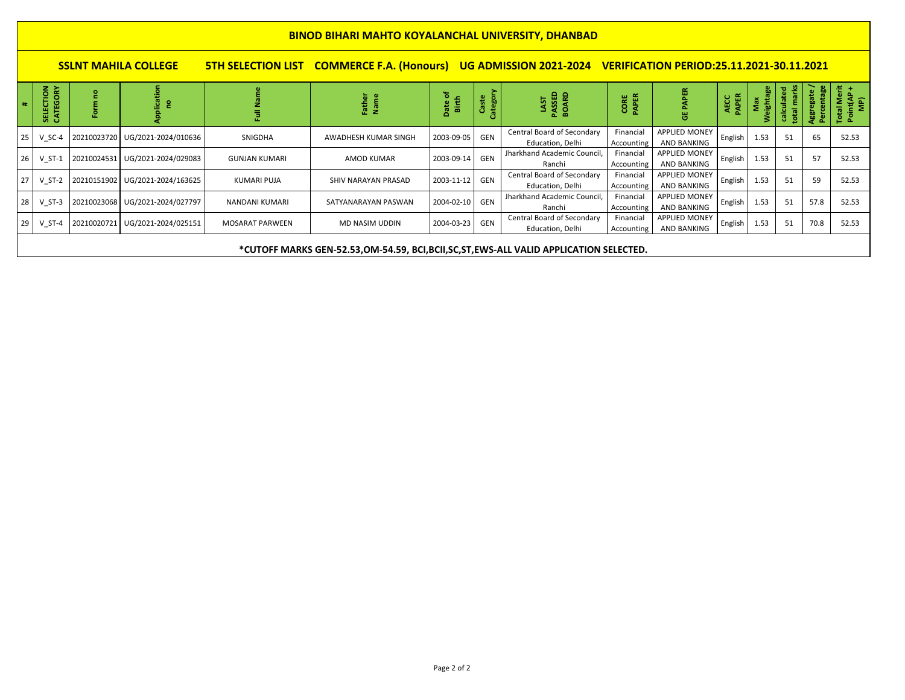# BINOD BIHARI MAHTO KOYALANCHAL UNIVERSITY, DHANBAD

## SSLNT MAHILA COLLEGE 5TH SELECTION LIST COMMERCE F.A. (Honours) UG ADMISSION 2021-2024 VERIFICATION PERIOD:25.11.2021-30.11.2021

| # | SELECTION CATEGORY | Form no | Application no | Full Name | Father Name | Date of Birth | Caste Category | LAST PASSED BOARD | CORE PAPER | GE PAPER | AECC PAPER | Max Weightage | calculated total marks | Aggregate / Percentage | Total Merit Point(AP + MP) |
|---|---|---|---|---|---|---|---|---|---|---|---|---|---|---|---|
| 25 | V_SC-4 | 20210023720 | UG/2021-2024/010636 | SNIGDHA | AWADHESH KUMAR SINGH | 2003-09-05 | GEN | Central Board of Secondary Education, Delhi | Financial Accounting | APPLIED MONEY AND BANKING | English | 1.53 | 51 | 65 | 52.53 |
| 26 | V_ST-1 | 20210024531 | UG/2021-2024/029083 | GUNJAN KUMARI | AMOD KUMAR | 2003-09-14 | GEN | Jharkhand Academic Council, Ranchi | Financial Accounting | APPLIED MONEY AND BANKING | English | 1.53 | 51 | 57 | 52.53 |
| 27 | V_ST-2 | 20210151902 | UG/2021-2024/163625 | KUMARI PUJA | SHIV NARAYAN PRASAD | 2003-11-12 | GEN | Central Board of Secondary Education, Delhi | Financial Accounting | APPLIED MONEY AND BANKING | English | 1.53 | 51 | 59 | 52.53 |
| 28 | V_ST-3 | 20210023068 | UG/2021-2024/027797 | NANDANI KUMARI | SATYANARAYAN PASWAN | 2004-02-10 | GEN | Jharkhand Academic Council, Ranchi | Financial Accounting | APPLIED MONEY AND BANKING | English | 1.53 | 51 | 57.8 | 52.53 |
| 29 | V_ST-4 | 20210020721 | UG/2021-2024/025151 | MOSARAT PARWEEN | MD NASIM UDDIN | 2004-03-23 | GEN | Central Board of Secondary Education, Delhi | Financial Accounting | APPLIED MONEY AND BANKING | English | 1.53 | 51 | 70.8 | 52.53 |

**\*CUTOFF MARKS GEN-52.53,OM-54.59, BCI,BCII,SC,ST,EWS-ALL VALID APPLICATION SELECTED.**